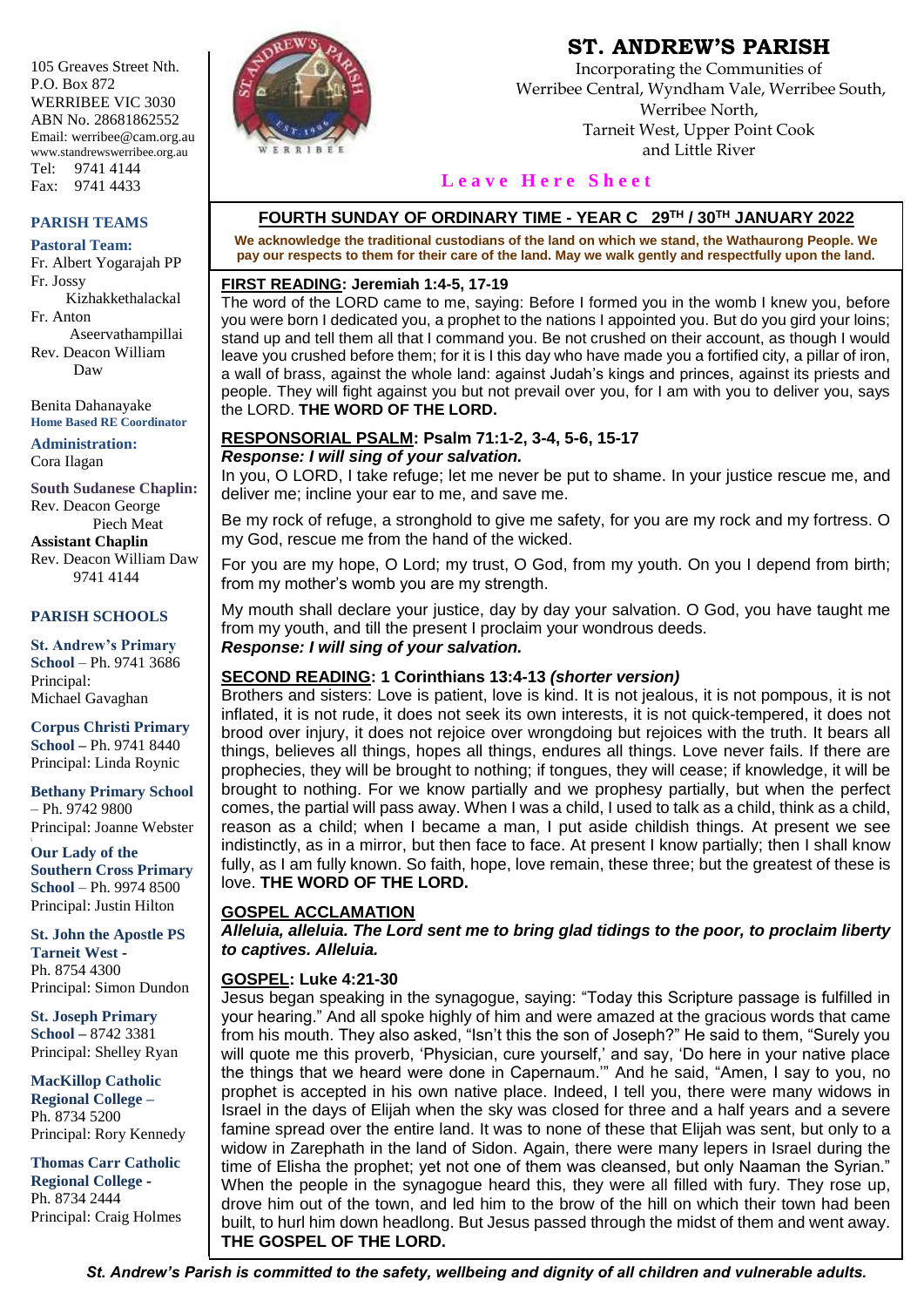# ST. ANDREW'S PARISH

Incorporating the Communities of
Werribee Central, Wyndham Vale, Werribee South,
Werribee North,
Tarneit West, Upper Point Cook
and Little River

**Leave Here Sheet**

105 Greaves Street Nth.
P.O. Box 872
WERRIBEE VIC 3030
ABN No. 28681862552
Email: werribee@cam.org.au
www.standrewswerribee.org.au
Tel: 9741 4144
Fax: 9741 4433

## PARISH TEAMS

**Pastoral Team:**
Fr. Albert Yogarajah PP
Fr. Jossy Kizhakkethalackal
Fr. Anton Aseervathampillai
Rev. Deacon William Daw

Benita Dahanayake
**Home Based RE Coordinator**

**Administration:**
Cora Ilagan

**South Sudanese Chaplin:**
Rev. Deacon George Piech Meat
**Assistant Chaplin**
Rev. Deacon William Daw
9741 4144

## PARISH SCHOOLS

**St. Andrew's Primary School** – Ph. 9741 3686
Principal: Michael Gavaghan

**Corpus Christi Primary School** – Ph. 9741 8440
Principal: Linda Roynic

**Bethany Primary School** – Ph. 9742 9800
Principal: Joanne Webster

**Our Lady of the Southern Cross Primary School** – Ph. 9974 8500
Principal: Justin Hilton

**St. John the Apostle PS Tarneit West** -
Ph. 8754 4300
Principal: Simon Dundon

**St. Joseph Primary School** – 8742 3381
Principal: Shelley Ryan

**MacKillop Catholic Regional College** –
Ph. 8734 5200
Principal: Rory Kennedy

**Thomas Carr Catholic Regional College** -
Ph. 8734 2444
Principal: Craig Holmes

## FOURTH SUNDAY OF ORDINARY TIME - YEAR C 29TH / 30TH JANUARY 2022

**We acknowledge the traditional custodians of the land on which we stand, the Wathaurong People. We pay our respects to them for their care of the land. May we walk gently and respectfully upon the land.**

**FIRST READING: Jeremiah 1:4-5, 17-19**

The word of the LORD came to me, saying: Before I formed you in the womb I knew you, before you were born I dedicated you, a prophet to the nations I appointed you. But do you gird your loins; stand up and tell them all that I command you. Be not crushed on their account, as though I would leave you crushed before them; for it is I this day who have made you a fortified city, a pillar of iron, a wall of brass, against the whole land: against Judah's kings and princes, against its priests and people. They will fight against you but not prevail over you, for I am with you to deliver you, says the LORD. **THE WORD OF THE LORD.**

**RESPONSORIAL PSALM: Psalm 71:1-2, 3-4, 5-6, 15-17**

***Response: I will sing of your salvation.***

In you, O LORD, I take refuge; let me never be put to shame. In your justice rescue me, and deliver me; incline your ear to me, and save me.

Be my rock of refuge, a stronghold to give me safety, for you are my rock and my fortress. O my God, rescue me from the hand of the wicked.

For you are my hope, O Lord; my trust, O God, from my youth. On you I depend from birth; from my mother's womb you are my strength.

My mouth shall declare your justice, day by day your salvation. O God, you have taught me from my youth, and till the present I proclaim your wondrous deeds.

***Response: I will sing of your salvation.***

**SECOND READING: 1 Corinthians 13:4-13 *(shorter version)***

Brothers and sisters: Love is patient, love is kind. It is not jealous, it is not pompous, it is not inflated, it is not rude, it does not seek its own interests, it is not quick-tempered, it does not brood over injury, it does not rejoice over wrongdoing but rejoices with the truth. It bears all things, believes all things, hopes all things, endures all things. Love never fails. If there are prophecies, they will be brought to nothing; if tongues, they will cease; if knowledge, it will be brought to nothing. For we know partially and we prophesy partially, but when the perfect comes, the partial will pass away. When I was a child, I used to talk as a child, think as a child, reason as a child; when I became a man, I put aside childish things. At present we see indistinctly, as in a mirror, but then face to face. At present I know partially; then I shall know fully, as I am fully known. So faith, hope, love remain, these three; but the greatest of these is love. **THE WORD OF THE LORD.**

**GOSPEL ACCLAMATION**

***Alleluia, alleluia. The Lord sent me to bring glad tidings to the poor, to proclaim liberty to captives. Alleluia.***

**GOSPEL: Luke 4:21-30**

Jesus began speaking in the synagogue, saying: "Today this Scripture passage is fulfilled in your hearing." And all spoke highly of him and were amazed at the gracious words that came from his mouth. They also asked, "Isn't this the son of Joseph?" He said to them, "Surely you will quote me this proverb, 'Physician, cure yourself,' and say, 'Do here in your native place the things that we heard were done in Capernaum.'" And he said, "Amen, I say to you, no prophet is accepted in his own native place. Indeed, I tell you, there were many widows in Israel in the days of Elijah when the sky was closed for three and a half years and a severe famine spread over the entire land. It was to none of these that Elijah was sent, but only to a widow in Zarephath in the land of Sidon. Again, there were many lepers in Israel during the time of Elisha the prophet; yet not one of them was cleansed, but only Naaman the Syrian." When the people in the synagogue heard this, they were all filled with fury. They rose up, drove him out of the town, and led him to the brow of the hill on which their town had been built, to hurl him down headlong. But Jesus passed through the midst of them and went away. **THE GOSPEL OF THE LORD.**

***St. Andrew's Parish is committed to the safety, wellbeing and dignity of all children and vulnerable adults.***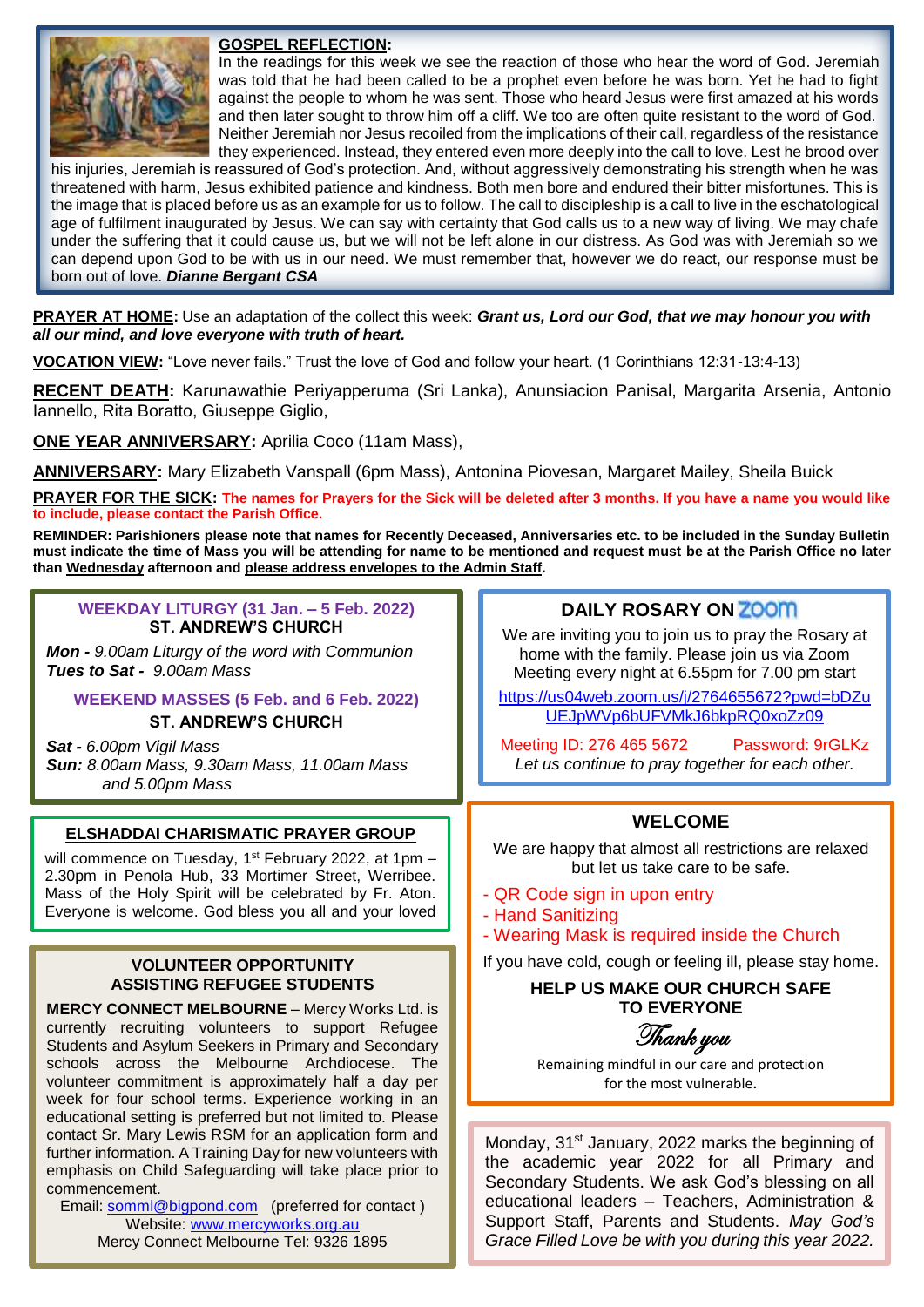## GOSPEL REFLECTION:

In the readings for this week we see the reaction of those who hear the word of God. Jeremiah was told that he had been called to be a prophet even before he was born. Yet he had to fight against the people to whom he was sent. Those who heard Jesus were first amazed at his words and then later sought to throw him off a cliff. We too are often quite resistant to the word of God. Neither Jeremiah nor Jesus recoiled from the implications of their call, regardless of the resistance they experienced. Instead, they entered even more deeply into the call to love. Lest he brood over his injuries, Jeremiah is reassured of God's protection. And, without aggressively demonstrating his strength when he was threatened with harm, Jesus exhibited patience and kindness. Both men bore and endured their bitter misfortunes. This is the image that is placed before us as an example for us to follow. The call to discipleship is a call to live in the eschatological age of fulfilment inaugurated by Jesus. We can say with certainty that God calls us to a new way of living. We may chafe under the suffering that it could cause us, but we will not be left alone in our distress. As God was with Jeremiah so we can depend upon God to be with us in our need. We must remember that, however we do react, our response must be born out of love. ***Dianne Bergant CSA***

**PRAYER AT HOME:** Use an adaptation of the collect this week: ***Grant us, Lord our God, that we may honour you with all our mind, and love everyone with truth of heart.***

**VOCATION VIEW:** "Love never fails." Trust the love of God and follow your heart. (1 Corinthians 12:31-13:4-13)

**RECENT DEATH:** Karunawathie Periyapperuma (Sri Lanka), Anunsiacion Panisal, Margarita Arsenia, Antonio Iannello, Rita Boratto, Giuseppe Giglio,

**ONE YEAR ANNIVERSARY:** Aprilia Coco (11am Mass),

**ANNIVERSARY:** Mary Elizabeth Vanspall (6pm Mass), Antonina Piovesan, Margaret Mailey, Sheila Buick

**PRAYER FOR THE SICK:** **The names for Prayers for the Sick will be deleted after 3 months. If you have a name you would like to include, please contact the Parish Office.**

**REMINDER: Parishioners please note that names for Recently Deceased, Anniversaries etc. to be included in the Sunday Bulletin must indicate the time of Mass you will be attending for name to be mentioned and request must be at the Parish Office no later than Wednesday afternoon and please address envelopes to the Admin Staff.**

### WEEKDAY LITURGY (31 Jan. – 5 Feb. 2022)

**ST. ANDREW'S CHURCH**

***Mon -*** *9.00am Liturgy of the word with Communion*
***Tues to Sat -*** *9.00am Mass*

### WEEKEND MASSES (5 Feb. and 6 Feb. 2022)

**ST. ANDREW'S CHURCH**

***Sat -*** *6.00pm Vigil Mass*
***Sun:*** *8.00am Mass, 9.30am Mass, 11.00am Mass and 5.00pm Mass*

### ELSHADDAI CHARISMATIC PRAYER GROUP

will commence on Tuesday, 1st February 2022, at 1pm – 2.30pm in Penola Hub, 33 Mortimer Street, Werribee. Mass of the Holy Spirit will be celebrated by Fr. Aton. Everyone is welcome. God bless you all and your loved

### VOLUNTEER OPPORTUNITY ASSISTING REFUGEE STUDENTS

**MERCY CONNECT MELBOURNE** – Mercy Works Ltd. is currently recruiting volunteers to support Refugee Students and Asylum Seekers in Primary and Secondary schools across the Melbourne Archdiocese. The volunteer commitment is approximately half a day per week for four school terms. Experience working in an educational setting is preferred but not limited to. Please contact Sr. Mary Lewis RSM for an application form and further information. A Training Day for new volunteers with emphasis on Child Safeguarding will take place prior to commencement.

Email: somml@bigpond.com (preferred for contact )
Website: www.mercyworks.org.au
Mercy Connect Melbourne Tel: 9326 1895

### DAILY ROSARY ON ZOOM

We are inviting you to join us to pray the Rosary at home with the family. Please join us via Zoom Meeting every night at 6.55pm for 7.00 pm start

https://us04web.zoom.us/j/2764655672?pwd=bDZuUEJpWVp6bUFVMkJ6bkpRQ0xoZz09

Meeting ID: 276 465 5672 Password: 9rGLKz

*Let us continue to pray together for each other.*

### WELCOME

We are happy that almost all restrictions are relaxed but let us take care to be safe.

- QR Code sign in upon entry
- Hand Sanitizing
- Wearing Mask is required inside the Church

If you have cold, cough or feeling ill, please stay home.

**HELP US MAKE OUR CHURCH SAFE TO EVERYONE**

*Thank you*

Remaining mindful in our care and protection for the most vulnerable.

Monday, 31st January, 2022 marks the beginning of the academic year 2022 for all Primary and Secondary Students. We ask God's blessing on all educational leaders – Teachers, Administration & Support Staff, Parents and Students. *May God's Grace Filled Love be with you during this year 2022.*